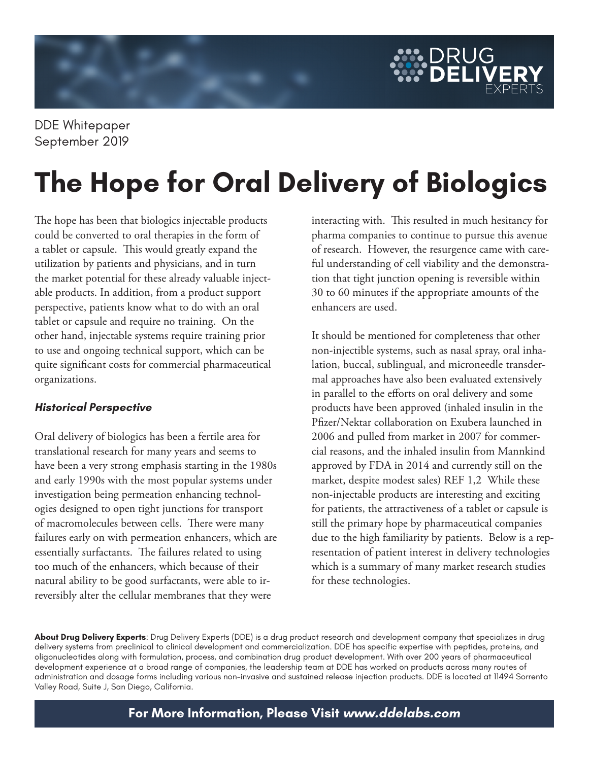DDE Whitepaper
September 2019

# The Hope for Oral Delivery of Biologics

The hope has been that biologics injectable products could be converted to oral therapies in the form of a tablet or capsule. This would greatly expand the utilization by patients and physicians, and in turn the market potential for these already valuable injectable products. In addition, from a product support perspective, patients know what to do with an oral tablet or capsule and require no training. On the other hand, injectable systems require training prior to use and ongoing technical support, which can be quite significant costs for commercial pharmaceutical organizations.

### *Historical Perspective*

Oral delivery of biologics has been a fertile area for translational research for many years and seems to have been a very strong emphasis starting in the 1980s and early 1990s with the most popular systems under investigation being permeation enhancing technologies designed to open tight junctions for transport of macromolecules between cells. There were many failures early on with permeation enhancers, which are essentially surfactants. The failures related to using too much of the enhancers, which because of their natural ability to be good surfactants, were able to irreversibly alter the cellular membranes that they were interacting with. This resulted in much hesitancy for pharma companies to continue to pursue this avenue of research. However, the resurgence came with careful understanding of cell viability and the demonstration that tight junction opening is reversible within 30 to 60 minutes if the appropriate amounts of the enhancers are used.

It should be mentioned for completeness that other non-injectible systems, such as nasal spray, oral inhalation, buccal, sublingual, and microneedle transdermal approaches have also been evaluated extensively in parallel to the efforts on oral delivery and some products have been approved (inhaled insulin in the Pfizer/Nektar collaboration on Exubera launched in 2006 and pulled from market in 2007 for commercial reasons, and the inhaled insulin from Mannkind approved by FDA in 2014 and currently still on the market, despite modest sales) REF 1,2 While these non-injectable products are interesting and exciting for patients, the attractiveness of a tablet or capsule is still the primary hope by pharmaceutical companies due to the high familiarity by patients. Below is a representation of patient interest in delivery technologies which is a summary of many market research studies for these technologies.

**About Drug Delivery Experts**: Drug Delivery Experts (DDE) is a drug product research and development company that specializes in drug delivery systems from preclinical to clinical development and commercialization. DDE has specific expertise with peptides, proteins, and oligonucleotides along with formulation, process, and combination drug product development. With over 200 years of pharmaceutical development experience at a broad range of companies, the leadership team at DDE has worked on products across many routes of administration and dosage forms including various non-invasive and sustained release injection products. DDE is located at 11494 Sorrento Valley Road, Suite J, San Diego, California.

**For More Information, Please Visit *www.ddelabs.com***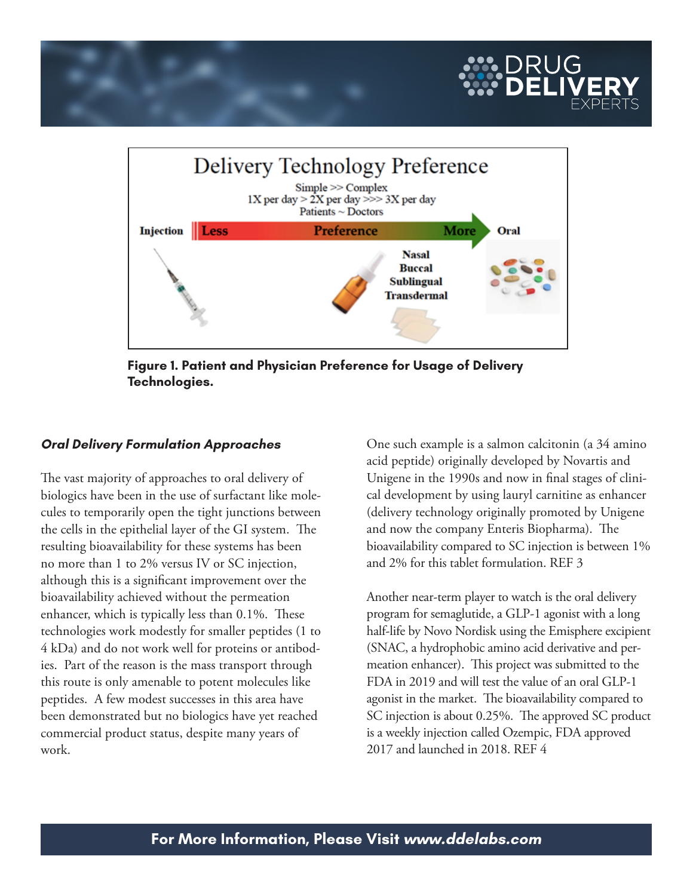Figure 1. Patient and Physician Preference for Usage of Delivery Technologies.

### *Oral Delivery Formulation Approaches*

The vast majority of approaches to oral delivery of biologics have been in the use of surfactant like molecules to temporarily open the tight junctions between the cells in the epithelial layer of the GI system. The resulting bioavailability for these systems has been no more than 1 to 2% versus IV or SC injection, although this is a significant improvement over the bioavailability achieved without the permeation enhancer, which is typically less than 0.1%. These technologies work modestly for smaller peptides (1 to 4 kDa) and do not work well for proteins or antibodies. Part of the reason is the mass transport through this route is only amenable to potent molecules like peptides. A few modest successes in this area have been demonstrated but no biologics have yet reached commercial product status, despite many years of work.

One such example is a salmon calcitonin (a 34 amino acid peptide) originally developed by Novartis and Unigene in the 1990s and now in final stages of clinical development by using lauryl carnitine as enhancer (delivery technology originally promoted by Unigene and now the company Enteris Biopharma). The bioavailability compared to SC injection is between 1% and 2% for this tablet formulation. REF 3

Another near-term player to watch is the oral delivery program for semaglutide, a GLP-1 agonist with a long half-life by Novo Nordisk using the Emisphere excipient (SNAC, a hydrophobic amino acid derivative and permeation enhancer). This project was submitted to the FDA in 2019 and will test the value of an oral GLP-1 agonist in the market. The bioavailability compared to SC injection is about 0.25%. The approved SC product is a weekly injection called Ozempic, FDA approved 2017 and launched in 2018. REF 4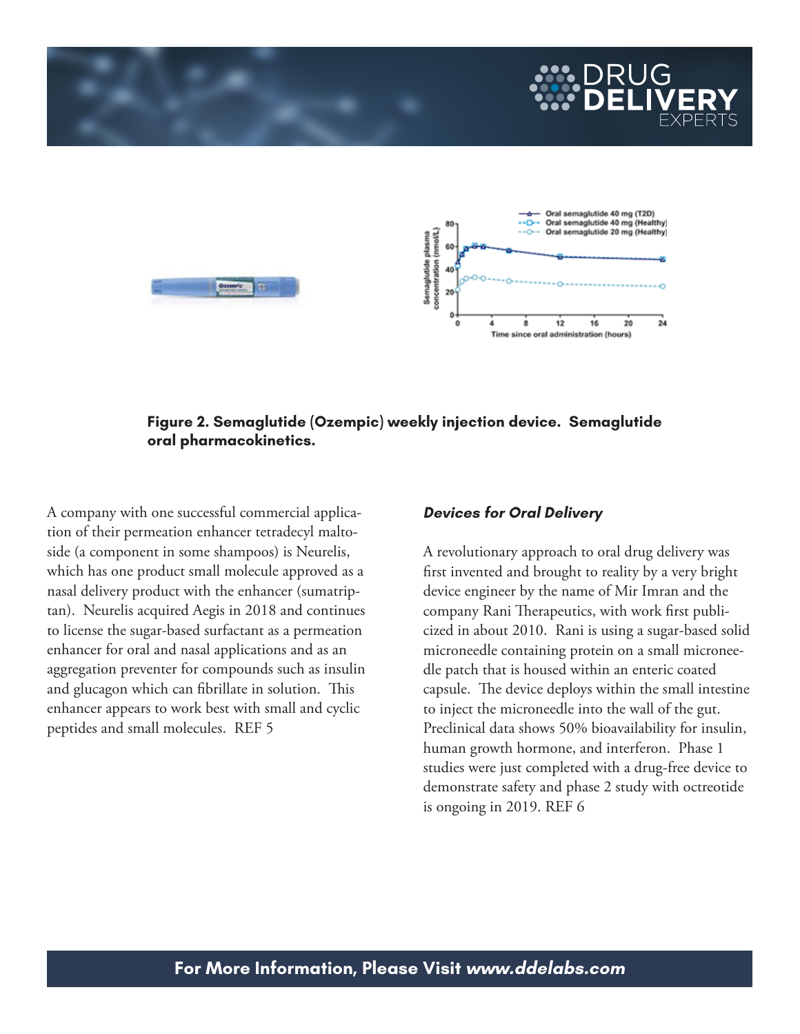**Figure 2. Semaglutide (Ozempic) weekly injection device. Semaglutide oral pharmacokinetics.**

A company with one successful commercial application of their permeation enhancer tetradecyl maltoside (a component in some shampoos) is Neurelis, which has one product small molecule approved as a nasal delivery product with the enhancer (sumatriptan). Neurelis acquired Aegis in 2018 and continues to license the sugar-based surfactant as a permeation enhancer for oral and nasal applications and as an aggregation preventer for compounds such as insulin and glucagon which can fibrillate in solution. This enhancer appears to work best with small and cyclic peptides and small molecules. REF 5

### *Devices for Oral Delivery*

A revolutionary approach to oral drug delivery was first invented and brought to reality by a very bright device engineer by the name of Mir Imran and the company Rani Therapeutics, with work first publicized in about 2010. Rani is using a sugar-based solid microneedle containing protein on a small microneedle patch that is housed within an enteric coated capsule. The device deploys within the small intestine to inject the microneedle into the wall of the gut. Preclinical data shows 50% bioavailability for insulin, human growth hormone, and interferon. Phase 1 studies were just completed with a drug-free device to demonstrate safety and phase 2 study with octreotide is ongoing in 2019. REF 6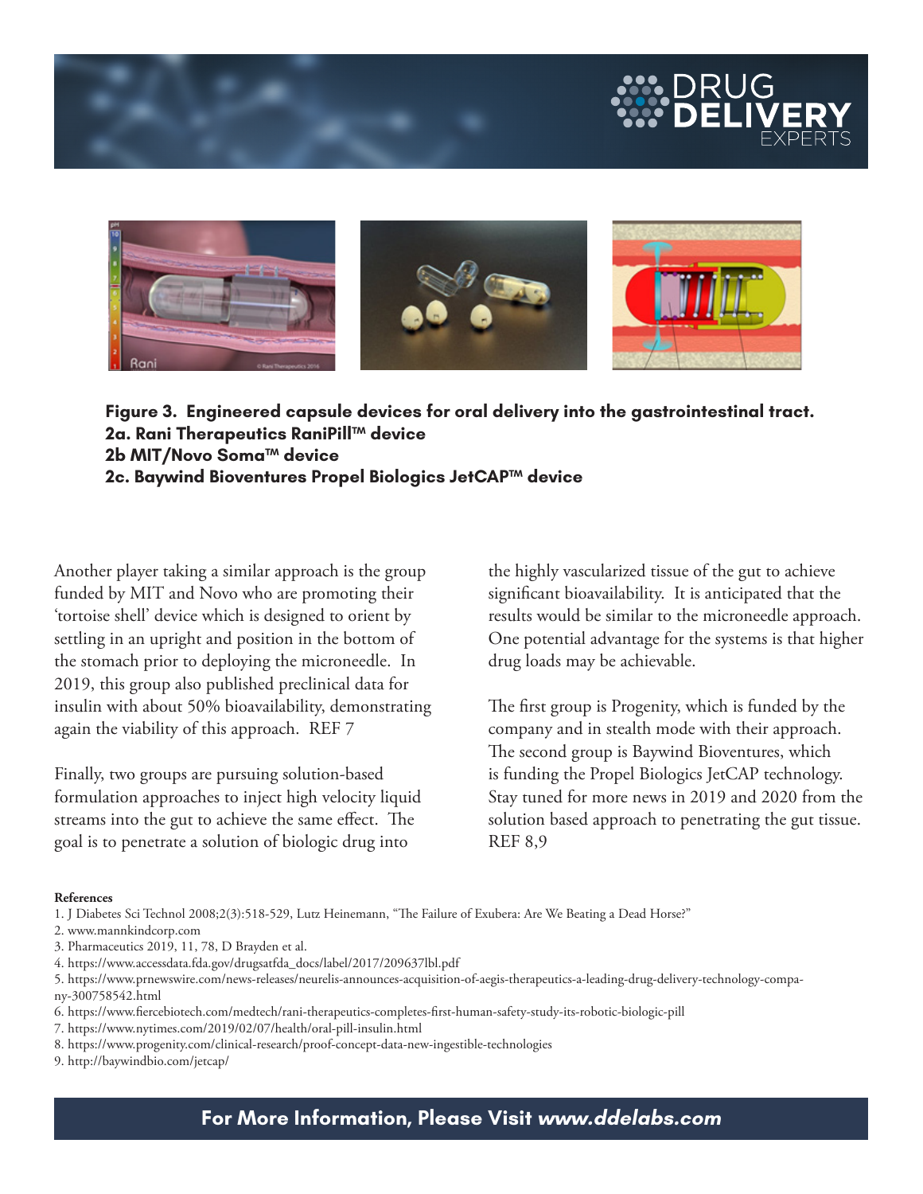**Figure 3. Engineered capsule devices for oral delivery into the gastrointestinal tract.**
**2a. Rani Therapeutics RaniPill™ device**
**2b MIT/Novo Soma™ device**
**2c. Baywind Bioventures Propel Biologics JetCAP™ device**

Another player taking a similar approach is the group funded by MIT and Novo who are promoting their 'tortoise shell' device which is designed to orient by settling in an upright and position in the bottom of the stomach prior to deploying the microneedle. In 2019, this group also published preclinical data for insulin with about 50% bioavailability, demonstrating again the viability of this approach. REF 7

Finally, two groups are pursuing solution-based formulation approaches to inject high velocity liquid streams into the gut to achieve the same effect. The goal is to penetrate a solution of biologic drug into the highly vascularized tissue of the gut to achieve significant bioavailability. It is anticipated that the results would be similar to the microneedle approach. One potential advantage for the systems is that higher drug loads may be achievable.

The first group is Progenity, which is funded by the company and in stealth mode with their approach. The second group is Baywind Bioventures, which is funding the Propel Biologics JetCAP technology. Stay tuned for more news in 2019 and 2020 from the solution based approach to penetrating the gut tissue. REF 8,9

**References**

1. J Diabetes Sci Technol 2008;2(3):518-529, Lutz Heinemann, "The Failure of Exubera: Are We Beating a Dead Horse?"
2. www.mannkindcorp.com
3. Pharmaceutics 2019, 11, 78, D Brayden et al.
4. https://www.accessdata.fda.gov/drugsatfda_docs/label/2017/209637lbl.pdf
5. https://www.prnewswire.com/news-releases/neurelis-announces-acquisition-of-aegis-therapeutics-a-leading-drug-delivery-technology-company-300758542.html
6. https://www.fiercebiotech.com/medtech/rani-therapeutics-completes-first-human-safety-study-its-robotic-biologic-pill
7. https://www.nytimes.com/2019/02/07/health/oral-pill-insulin.html
8. https://www.progenity.com/clinical-research/proof-concept-data-new-ingestible-technologies
9. http://baywindbio.com/jetcap/

**For More Information, Please Visit *www.ddelabs.com***